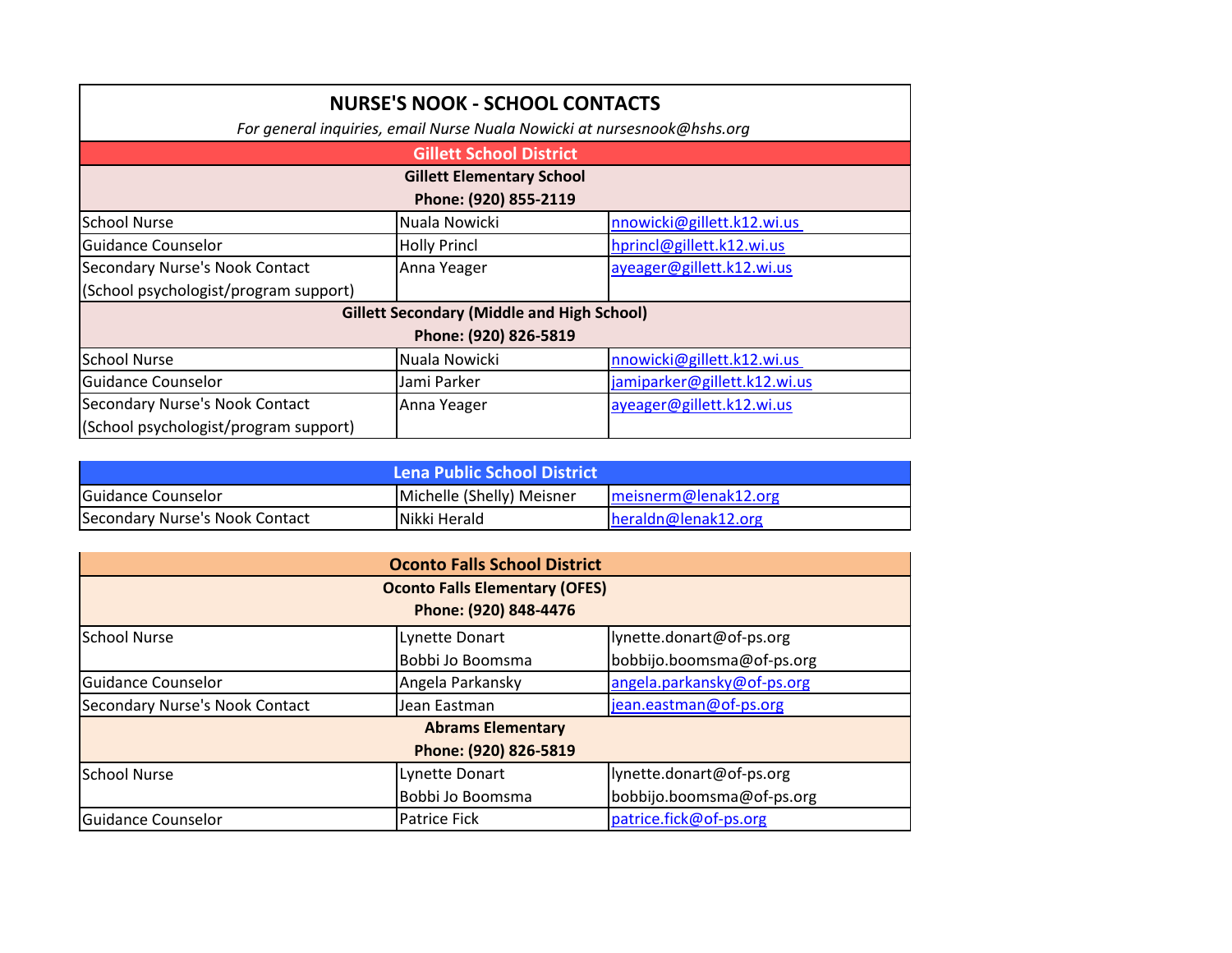# NURSE'S NOOK - SCHOOL CONTACTS

*For general inquiries, email Nurse Nuala Nowicki at nursesnook@hshs.org*

## Gillett School District

### Gillett Elementary School

**Phone: (920) 855-2119**

| | | |
|---|---|---|
| School Nurse | Nuala Nowicki | nnowicki@gillett.k12.wi.us |
| Guidance Counselor | Holly Princl | hprincl@gillett.k12.wi.us |
| Secondary Nurse's Nook Contact (School psychologist/program support) | Anna Yeager | ayeager@gillett.k12.wi.us |

### Gillett Secondary (Middle and High School)

**Phone: (920) 826-5819**

| | | |
|---|---|---|
| School Nurse | Nuala Nowicki | nnowicki@gillett.k12.wi.us |
| Guidance Counselor | Jami Parker | jamiparker@gillett.k12.wi.us |
| Secondary Nurse's Nook Contact (School psychologist/program support) | Anna Yeager | ayeager@gillett.k12.wi.us |

## Lena Public School District

| | | |
|---|---|---|
| Guidance Counselor | Michelle (Shelly) Meisner | meisnerm@lenak12.org |
| Secondary Nurse's Nook Contact | Nikki Herald | heraldn@lenak12.org |

## Oconto Falls School District

### Oconto Falls Elementary (OFES)

**Phone: (920) 848-4476**

| | | |
|---|---|---|
| School Nurse | Lynette Donart<br>Bobbi Jo Boomsma | lynette.donart@of-ps.org<br>bobbijo.boomsma@of-ps.org |
| Guidance Counselor | Angela Parkansky | angela.parkansky@of-ps.org |
| Secondary Nurse's Nook Contact | Jean Eastman | jean.eastman@of-ps.org |

### Abrams Elementary

**Phone: (920) 826-5819**

| | | |
|---|---|---|
| School Nurse | Lynette Donart<br>Bobbi Jo Boomsma | lynette.donart@of-ps.org<br>bobbijo.boomsma@of-ps.org |
| Guidance Counselor | Patrice Fick | patrice.fick@of-ps.org |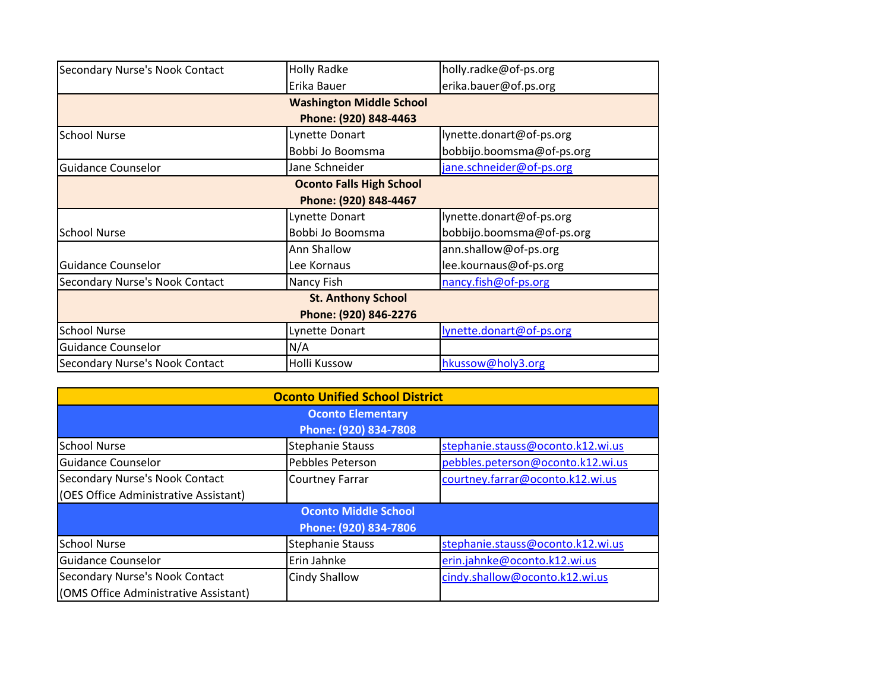| | | |
|---|---|---|
| Secondary Nurse's Nook Contact | Holly Radke<br>Erika Bauer | holly.radke@of-ps.org<br>erika.bauer@of.ps.org |
| **Washington Middle School**<br>**Phone: (920) 848-4463** | | |
| School Nurse | Lynette Donart<br>Bobbi Jo Boomsma | lynette.donart@of-ps.org<br>bobbijo.boomsma@of-ps.org |
| Guidance Counselor | Jane Schneider | jane.schneider@of-ps.org |
| **Oconto Falls High School**<br>**Phone: (920) 848-4467** | | |
| School Nurse | Lynette Donart<br>Bobbi Jo Boomsma | lynette.donart@of-ps.org<br>bobbijo.boomsma@of-ps.org |
| Guidance Counselor | Ann Shallow<br>Lee Kornaus | ann.shallow@of-ps.org<br>lee.kournaus@of-ps.org |
| Secondary Nurse's Nook Contact | Nancy Fish | nancy.fish@of-ps.org |
| **St. Anthony School**<br>**Phone: (920) 846-2276** | | |
| School Nurse | Lynette Donart | lynette.donart@of-ps.org |
| Guidance Counselor | N/A | |
| Secondary Nurse's Nook Contact | Holli Kussow | hkussow@holy3.org |

| **Oconto Unified School District** | | |
|---|---|---|
| **Oconto Elementary**<br>**Phone: (920) 834-7808** | | |
| School Nurse | Stephanie Stauss | stephanie.stauss@oconto.k12.wi.us |
| Guidance Counselor | Pebbles Peterson | pebbles.peterson@oconto.k12.wi.us |
| Secondary Nurse's Nook Contact (OES Office Administrative Assistant) | Courtney Farrar | courtney.farrar@oconto.k12.wi.us |
| **Oconto Middle School**<br>**Phone: (920) 834-7806** | | |
| School Nurse | Stephanie Stauss | stephanie.stauss@oconto.k12.wi.us |
| Guidance Counselor | Erin Jahnke | erin.jahnke@oconto.k12.wi.us |
| Secondary Nurse's Nook Contact (OMS Office Administrative Assistant) | Cindy Shallow | cindy.shallow@oconto.k12.wi.us |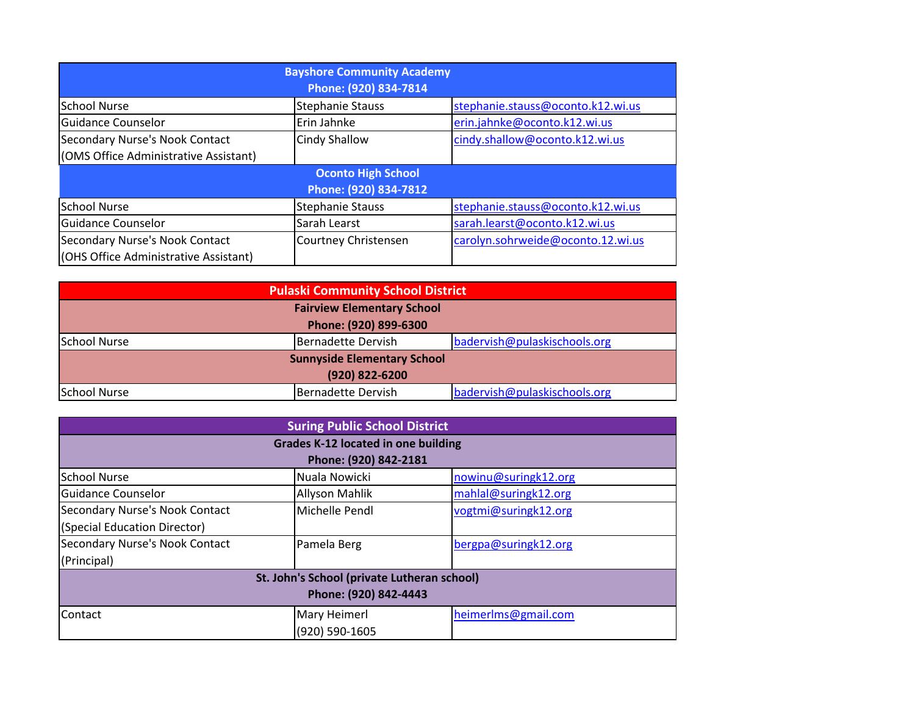| | | |
|---|---|---|
| **Bayshore Community Academy<br>Phone: (920) 834-7814** | | |
| School Nurse | Stephanie Stauss | stephanie.stauss@oconto.k12.wi.us |
| Guidance Counselor | Erin Jahnke | erin.jahnke@oconto.k12.wi.us |
| Secondary Nurse's Nook Contact<br>(OMS Office Administrative Assistant) | Cindy Shallow | cindy.shallow@oconto.k12.wi.us |
| **Oconto High School<br>Phone: (920) 834-7812** | | |
| School Nurse | Stephanie Stauss | stephanie.stauss@oconto.k12.wi.us |
| Guidance Counselor | Sarah Learst | sarah.learst@oconto.k12.wi.us |
| Secondary Nurse's Nook Contact<br>(OHS Office Administrative Assistant) | Courtney Christensen | carolyn.sohrweide@oconto.12.wi.us |

| | | |
|---|---|---|
| **Pulaski Community School District** | | |
| **Fairview Elementary School<br>Phone: (920) 899-6300** | | |
| School Nurse | Bernadette Dervish | badervish@pulaskischools.org |
| **Sunnyside Elementary School<br>(920) 822-6200** | | |
| School Nurse | Bernadette Dervish | badervish@pulaskischools.org |

| | | |
|---|---|---|
| **Suring Public School District** | | |
| **Grades K-12 located in one building<br>Phone: (920) 842-2181** | | |
| School Nurse | Nuala Nowicki | nowinu@suringk12.org |
| Guidance Counselor | Allyson Mahlik | mahlal@suringk12.org |
| Secondary Nurse's Nook Contact<br>(Special Education Director) | Michelle Pendl | vogtmi@suringk12.org |
| Secondary Nurse's Nook Contact<br>(Principal) | Pamela Berg | bergpa@suringk12.org |
| **St. John's School (private Lutheran school)<br>Phone: (920) 842-4443** | | |
| Contact | Mary Heimerl<br>(920) 590-1605 | heimerlms@gmail.com |